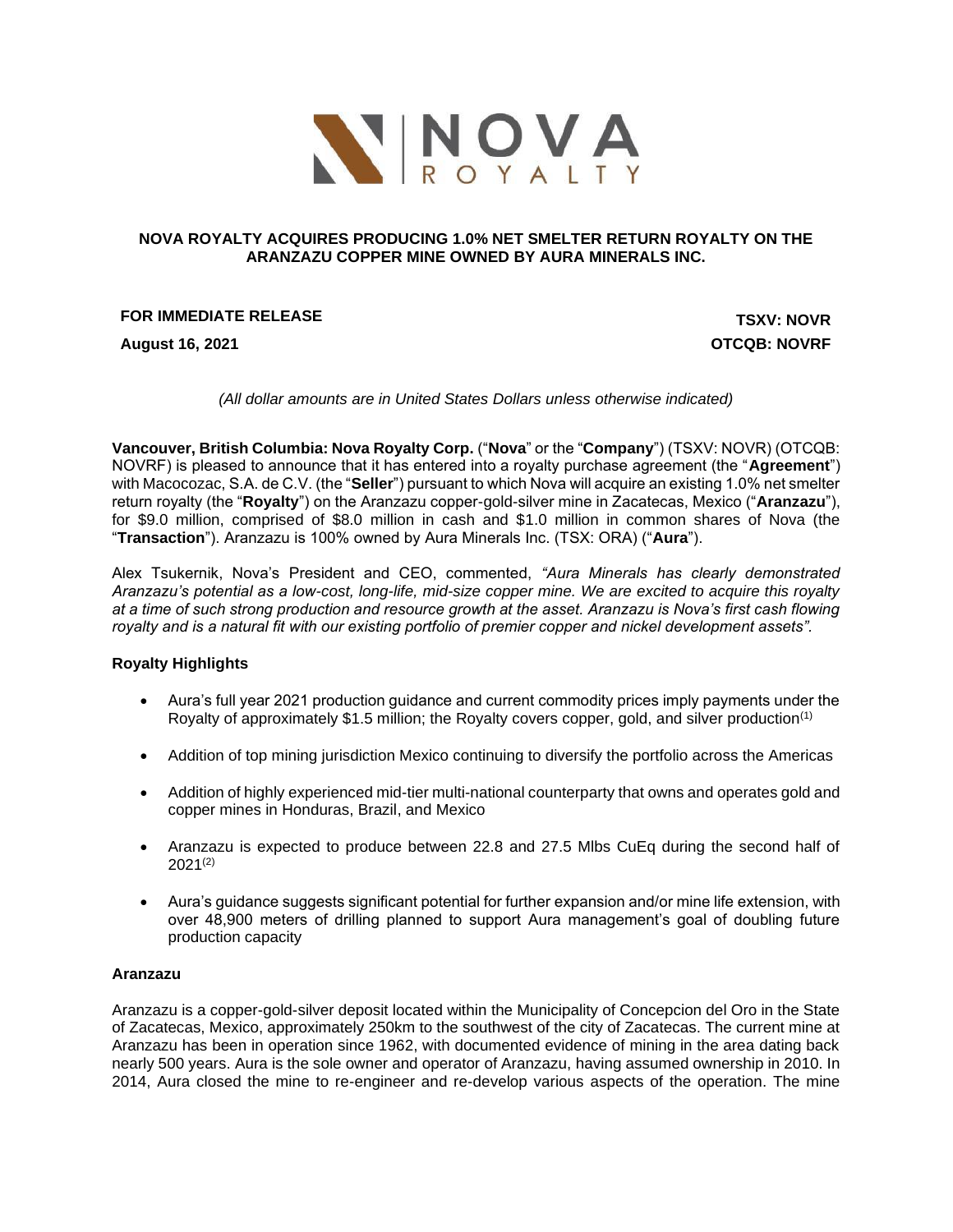# NOVA ROYALTY ACQUIRES PRODUCING 1.0% NET SMELTER RETURN ROYALTY ON THE ARANZAZU COPPER MINE OWNED BY AURA MINERALS INC.

**FOR IMMEDIATE RELEASE**

**August 16, 2021**

**TSXV: NOVR**

**OTCQB: NOVRF**

*(All dollar amounts are in United States Dollars unless otherwise indicated)*

**Vancouver, British Columbia: Nova Royalty Corp.** ("**Nova**" or the "**Company**") (TSXV: NOVR) (OTCQB: NOVRF) is pleased to announce that it has entered into a royalty purchase agreement (the "**Agreement**") with Macocozac, S.A. de C.V. (the "**Seller**") pursuant to which Nova will acquire an existing 1.0% net smelter return royalty (the "**Royalty**") on the Aranzazu copper-gold-silver mine in Zacatecas, Mexico ("**Aranzazu**"), for $9.0 million, comprised of $8.0 million in cash and $1.0 million in common shares of Nova (the "**Transaction**"). Aranzazu is 100% owned by Aura Minerals Inc. (TSX: ORA) ("**Aura**").

Alex Tsukernik, Nova's President and CEO, commented, *"Aura Minerals has clearly demonstrated Aranzazu's potential as a low-cost, long-life, mid-size copper mine. We are excited to acquire this royalty at a time of such strong production and resource growth at the asset. Aranzazu is Nova's first cash flowing royalty and is a natural fit with our existing portfolio of premier copper and nickel development assets".*

### Royalty Highlights

- Aura's full year 2021 production guidance and current commodity prices imply payments under the Royalty of approximately $1.5 million; the Royalty covers copper, gold, and silver production[(1)]
- Addition of top mining jurisdiction Mexico continuing to diversify the portfolio across the Americas
- Addition of highly experienced mid-tier multi-national counterparty that owns and operates gold and copper mines in Honduras, Brazil, and Mexico
- Aranzazu is expected to produce between 22.8 and 27.5 Mlbs CuEq during the second half of 2021[(2)]
- Aura's guidance suggests significant potential for further expansion and/or mine life extension, with over 48,900 meters of drilling planned to support Aura management's goal of doubling future production capacity

### Aranzazu

Aranzazu is a copper-gold-silver deposit located within the Municipality of Concepcion del Oro in the State of Zacatecas, Mexico, approximately 250km to the southwest of the city of Zacatecas. The current mine at Aranzazu has been in operation since 1962, with documented evidence of mining in the area dating back nearly 500 years. Aura is the sole owner and operator of Aranzazu, having assumed ownership in 2010. In 2014, Aura closed the mine to re-engineer and re-develop various aspects of the operation. The mine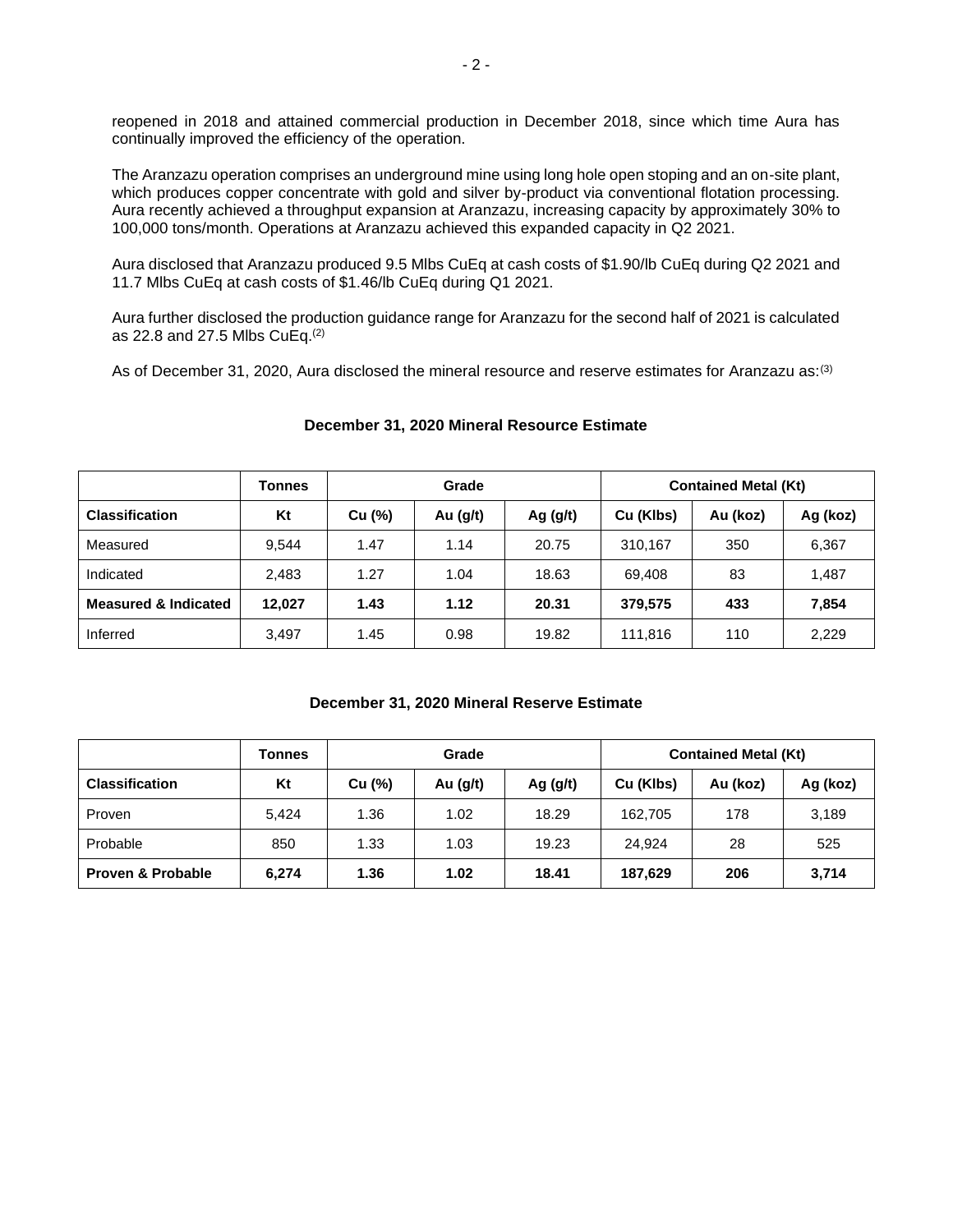reopened in 2018 and attained commercial production in December 2018, since which time Aura has continually improved the efficiency of the operation.

The Aranzazu operation comprises an underground mine using long hole open stoping and an on-site plant, which produces copper concentrate with gold and silver by-product via conventional flotation processing. Aura recently achieved a throughput expansion at Aranzazu, increasing capacity by approximately 30% to 100,000 tons/month. Operations at Aranzazu achieved this expanded capacity in Q2 2021.

Aura disclosed that Aranzazu produced 9.5 Mlbs CuEq at cash costs of $1.90/lb CuEq during Q2 2021 and 11.7 Mlbs CuEq at cash costs of $1.46/lb CuEq during Q1 2021.

Aura further disclosed the production guidance range for Aranzazu for the second half of 2021 is calculated as 22.8 and 27.5 Mlbs CuEq.[(2)]

As of December 31, 2020, Aura disclosed the mineral resource and reserve estimates for Aranzazu as:[(3)]

**December 31, 2020 Mineral Resource Estimate**

| | Tonnes | Grade | | | Contained Metal (Kt) | | |
|---|---|---|---|---|---|---|---|
| **Classification** | **Kt** | **Cu (%)** | **Au (g/t)** | **Ag (g/t)** | **Cu (Klbs)** | **Au (koz)** | **Ag (koz)** |
| Measured | 9,544 | 1.47 | 1.14 | 20.75 | 310,167 | 350 | 6,367 |
| Indicated | 2,483 | 1.27 | 1.04 | 18.63 | 69,408 | 83 | 1,487 |
| **Measured & Indicated** | **12,027** | **1.43** | **1.12** | **20.31** | **379,575** | **433** | **7,854** |
| Inferred | 3,497 | 1.45 | 0.98 | 19.82 | 111,816 | 110 | 2,229 |

**December 31, 2020 Mineral Reserve Estimate**

| | Tonnes | Grade | | | Contained Metal (Kt) | | |
|---|---|---|---|---|---|---|---|
| **Classification** | **Kt** | **Cu (%)** | **Au (g/t)** | **Ag (g/t)** | **Cu (Klbs)** | **Au (koz)** | **Ag (koz)** |
| Proven | 5,424 | 1.36 | 1.02 | 18.29 | 162,705 | 178 | 3,189 |
| Probable | 850 | 1.33 | 1.03 | 19.23 | 24,924 | 28 | 525 |
| **Proven & Probable** | **6,274** | **1.36** | **1.02** | **18.41** | **187,629** | **206** | **3,714** |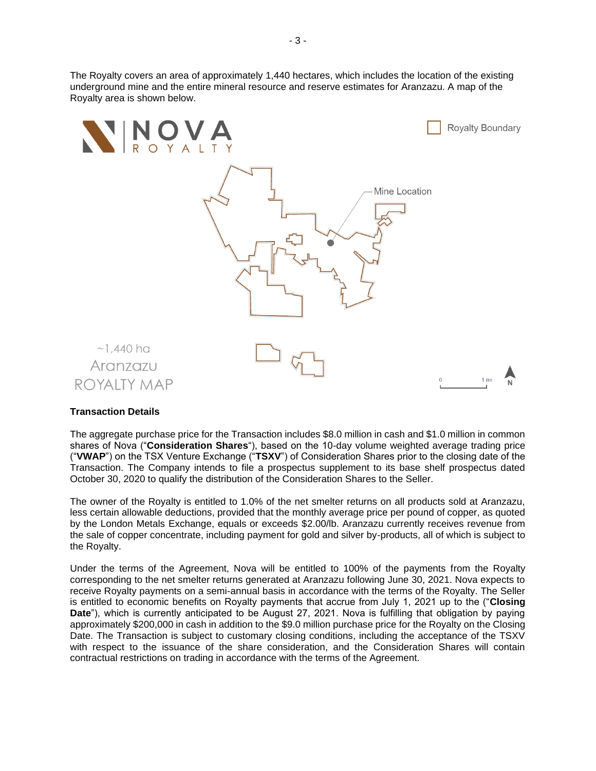The Royalty covers an area of approximately 1,440 hectares, which includes the location of the existing underground mine and the entire mineral resource and reserve estimates for Aranzazu. A map of the Royalty area is shown below.

**Transaction Details**

The aggregate purchase price for the Transaction includes $8.0 million in cash and $1.0 million in common shares of Nova ("**Consideration Shares**"), based on the 10-day volume weighted average trading price ("**VWAP**") on the TSX Venture Exchange ("**TSXV**") of Consideration Shares prior to the closing date of the Transaction. The Company intends to file a prospectus supplement to its base shelf prospectus dated October 30, 2020 to qualify the distribution of the Consideration Shares to the Seller.

The owner of the Royalty is entitled to 1.0% of the net smelter returns on all products sold at Aranzazu, less certain allowable deductions, provided that the monthly average price per pound of copper, as quoted by the London Metals Exchange, equals or exceeds $2.00/lb. Aranzazu currently receives revenue from the sale of copper concentrate, including payment for gold and silver by-products, all of which is subject to the Royalty.

Under the terms of the Agreement, Nova will be entitled to 100% of the payments from the Royalty corresponding to the net smelter returns generated at Aranzazu following June 30, 2021. Nova expects to receive Royalty payments on a semi-annual basis in accordance with the terms of the Royalty. The Seller is entitled to economic benefits on Royalty payments that accrue from July 1, 2021 up to the ("**Closing Date**"), which is currently anticipated to be August 27, 2021. Nova is fulfilling that obligation by paying approximately $200,000 in cash in addition to the $9.0 million purchase price for the Royalty on the Closing Date. The Transaction is subject to customary closing conditions, including the acceptance of the TSXV with respect to the issuance of the share consideration, and the Consideration Shares will contain contractual restrictions on trading in accordance with the terms of the Agreement.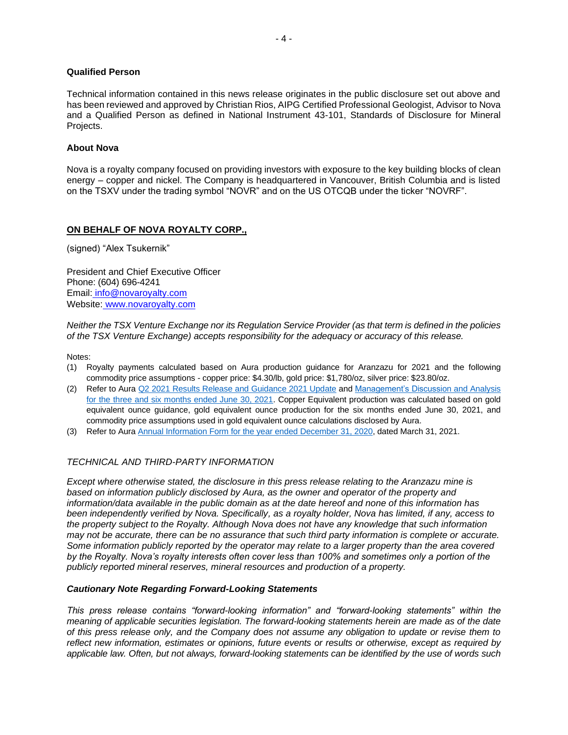**Qualified Person**

Technical information contained in this news release originates in the public disclosure set out above and has been reviewed and approved by Christian Rios, AIPG Certified Professional Geologist, Advisor to Nova and a Qualified Person as defined in National Instrument 43-101, Standards of Disclosure for Mineral Projects.

**About Nova**

Nova is a royalty company focused on providing investors with exposure to the key building blocks of clean energy – copper and nickel. The Company is headquartered in Vancouver, British Columbia and is listed on the TSXV under the trading symbol "NOVR" and on the US OTCQB under the ticker "NOVRF".

**ON BEHALF OF NOVA ROYALTY CORP.,**

(signed) "Alex Tsukernik"

President and Chief Executive Officer
Phone: (604) 696-4241
Email: info@novaroyalty.com
Website: www.novaroyalty.com

*Neither the TSX Venture Exchange nor its Regulation Service Provider (as that term is defined in the policies of the TSX Venture Exchange) accepts responsibility for the adequacy or accuracy of this release.*

Notes:

(1) Royalty payments calculated based on Aura production guidance for Aranzazu for 2021 and the following commodity price assumptions - copper price: $4.30/lb, gold price: $1,780/oz, silver price: $23.80/oz.
(2) Refer to Aura Q2 2021 Results Release and Guidance 2021 Update and Management's Discussion and Analysis for the three and six months ended June 30, 2021. Copper Equivalent production was calculated based on gold equivalent ounce guidance, gold equivalent ounce production for the six months ended June 30, 2021, and commodity price assumptions used in gold equivalent ounce calculations disclosed by Aura.
(3) Refer to Aura Annual Information Form for the year ended December 31, 2020, dated March 31, 2021.

*TECHNICAL AND THIRD-PARTY INFORMATION*

*Except where otherwise stated, the disclosure in this press release relating to the Aranzazu mine is based on information publicly disclosed by Aura, as the owner and operator of the property and information/data available in the public domain as at the date hereof and none of this information has been independently verified by Nova. Specifically, as a royalty holder, Nova has limited, if any, access to the property subject to the Royalty. Although Nova does not have any knowledge that such information may not be accurate, there can be no assurance that such third party information is complete or accurate. Some information publicly reported by the operator may relate to a larger property than the area covered by the Royalty. Nova's royalty interests often cover less than 100% and sometimes only a portion of the publicly reported mineral reserves, mineral resources and production of a property.*

***Cautionary Note Regarding Forward-Looking Statements***

*This press release contains "forward-looking information" and "forward-looking statements" within the meaning of applicable securities legislation. The forward-looking statements herein are made as of the date of this press release only, and the Company does not assume any obligation to update or revise them to reflect new information, estimates or opinions, future events or results or otherwise, except as required by applicable law. Often, but not always, forward-looking statements can be identified by the use of words such*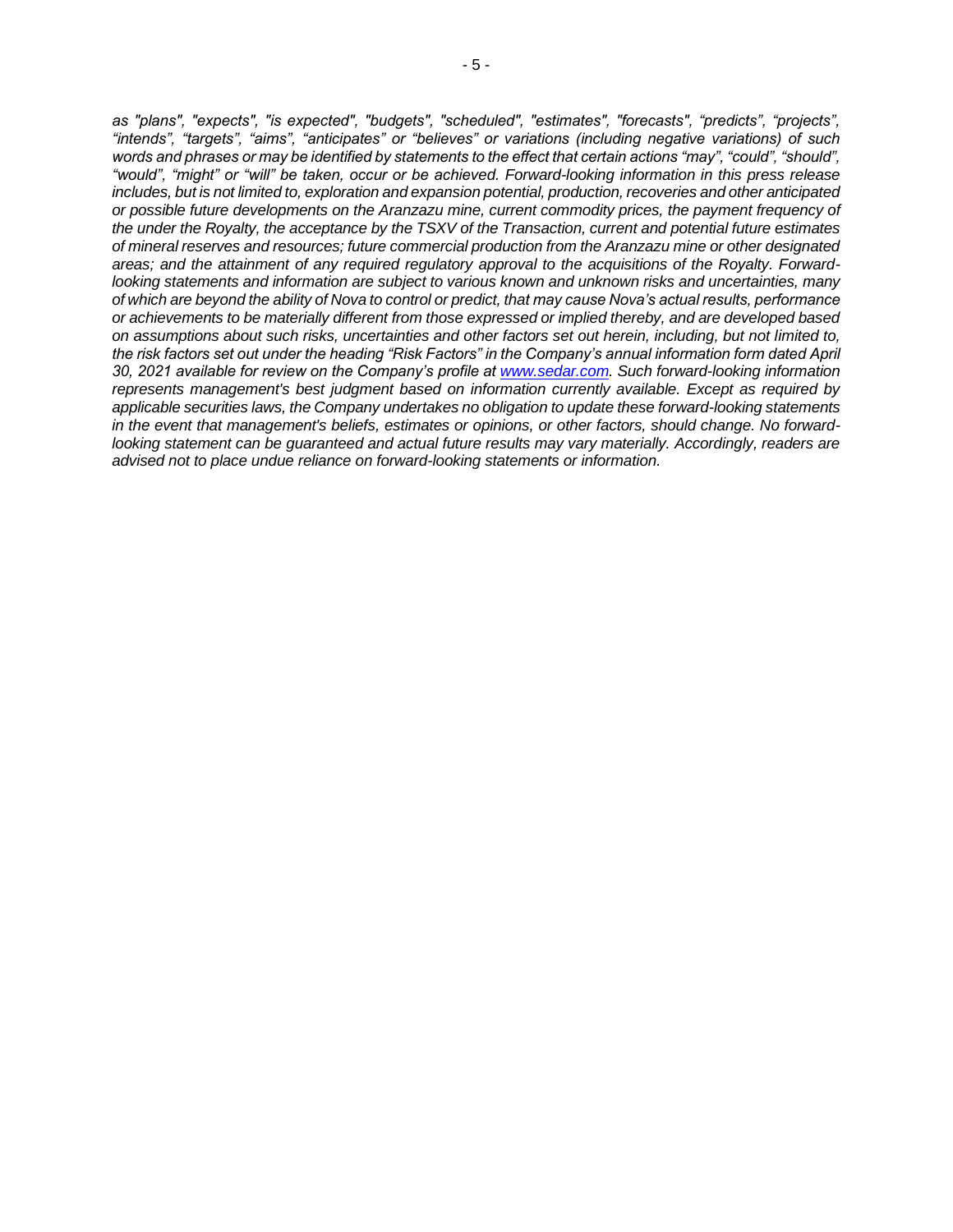*as "plans", "expects", "is expected", "budgets", "scheduled", "estimates", "forecasts", "predicts", "projects", "intends", "targets", "aims", "anticipates" or "believes" or variations (including negative variations) of such words and phrases or may be identified by statements to the effect that certain actions "may", "could", "should", "would", "might" or "will" be taken, occur or be achieved. Forward-looking information in this press release includes, but is not limited to, exploration and expansion potential, production, recoveries and other anticipated or possible future developments on the Aranzazu mine, current commodity prices, the payment frequency of the under the Royalty, the acceptance by the TSXV of the Transaction, current and potential future estimates of mineral reserves and resources; future commercial production from the Aranzazu mine or other designated areas; and the attainment of any required regulatory approval to the acquisitions of the Royalty. Forward-looking statements and information are subject to various known and unknown risks and uncertainties, many of which are beyond the ability of Nova to control or predict, that may cause Nova's actual results, performance or achievements to be materially different from those expressed or implied thereby, and are developed based on assumptions about such risks, uncertainties and other factors set out herein, including, but not limited to, the risk factors set out under the heading "Risk Factors" in the Company's annual information form dated April 30, 2021 available for review on the Company's profile at [www.sedar.com](http://www.sedar.com). Such forward-looking information represents management's best judgment based on information currently available. Except as required by applicable securities laws, the Company undertakes no obligation to update these forward-looking statements in the event that management's beliefs, estimates or opinions, or other factors, should change. No forward-looking statement can be guaranteed and actual future results may vary materially. Accordingly, readers are advised not to place undue reliance on forward-looking statements or information.*